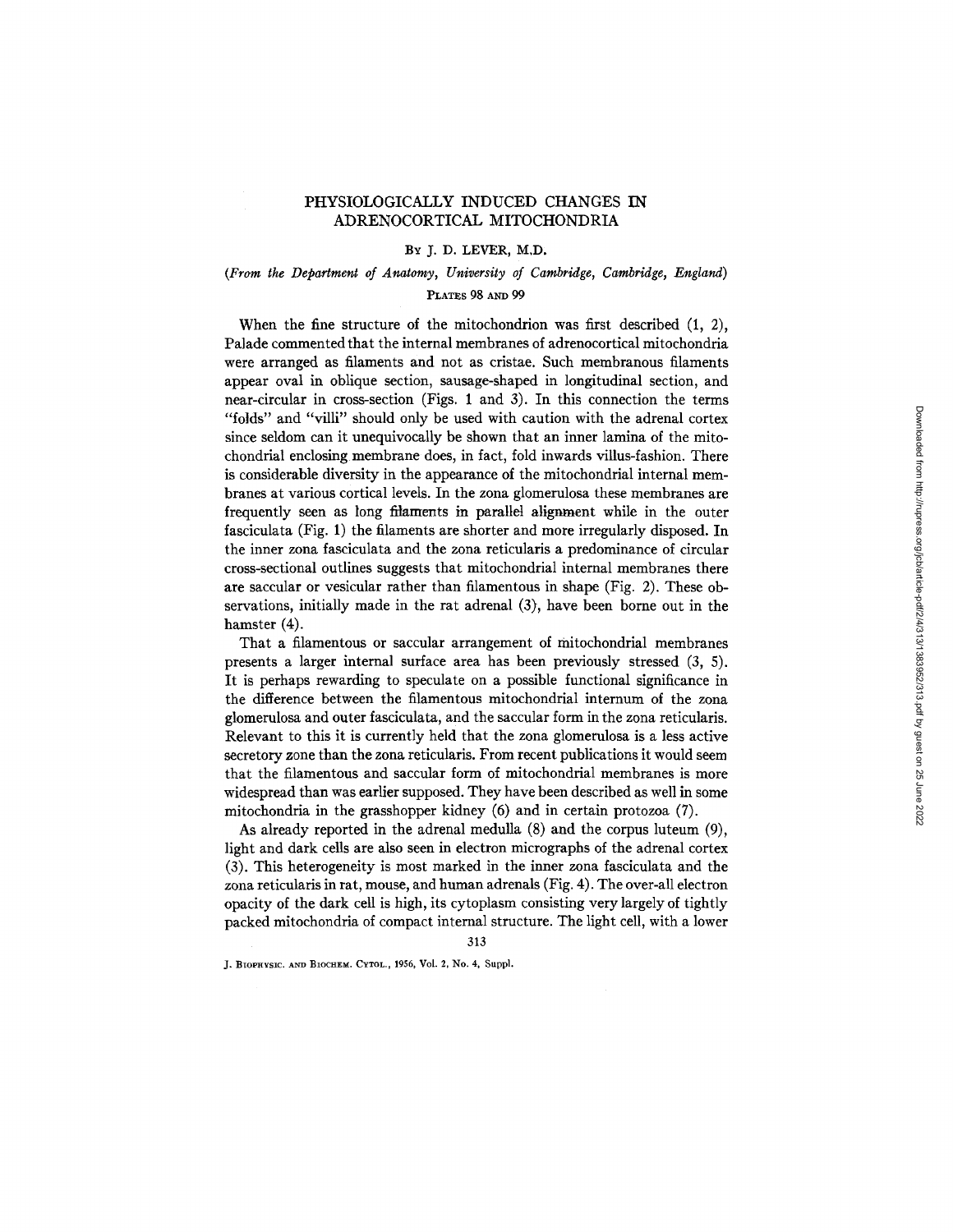# PHYSIOLOGICALLY INDUCED CHANGES IN ADRENOCORTICAL MITOCHONDRIA

BY J. D. LEVER, M.D.

*(From the Department of Anatomy, University of Cambridge, Cambridge, England)*

PLATES 98 AND 99

When the fine structure of the mitochondrion was first described (1, 2), Palade commented that the internal membranes of adrenocortical mitochondria were arranged as filaments and not as cristae. Such membranous filaments appear oval in oblique section, sausage-shaped in longitudinal section, and near-circular in cross-section (Figs. 1 and 3). In this connection the terms "folds" and "villi" should only be used with caution with the adrenal cortex since seldom can it unequivocally be shown that an inner lamina of the mitochondrial enclosing membrane does, in fact, fold inwards villus-fashion. There is considerable diversity in the appearance of the mitochondrial internal membranes at various cortical levels. In the zona glomerulosa these membranes are frequently seen as long filaments in parallel alignment while in the outer fasciculata (Fig. 1) the filaments are shorter and more irregularly disposed. In the inner zona fasciculata and the zona reticularis a predominance of circular cross-sectional outlines suggests that mitochondrial internal membranes there are saccular or vesicular rather than filamentous in shape (Fig. 2). These observations, initially made in the rat adrenal (3), have been borne out in the hamster (4).

That a filamentous or saccular arrangement of mitochondrial membranes presents a larger internal surface area has been previously stressed (3, 5). It is perhaps rewarding to speculate on a possible functional significance in the difference between the filamentous mitochondrial internum of the zona glomerulosa and outer fasciculata, and the saccular form in the zona reticularis. Relevant to this it is currently held that the zona glomerulosa is a less active secretory zone than the zona reticularis. From recent publications it would seem that the filamentous and saccular form of mitochondrial membranes is more widespread than was earlier supposed. They have been described as well in some mitochondria in the grasshopper kidney (6) and in certain protozoa (7).

As already reported in the adrenal medulla (8) and the corpus luteum (9), light and dark cells are also seen in electron micrographs of the adrenal cortex (3). This heterogeneity is most marked in the inner zona fasciculata and the zona reticularis in rat, mouse, and human adrenals (Fig. 4). The over-all electron opacity of the dark cell is high, its cytoplasm consisting very largely of tightly packed mitochondria of compact internal structure. The light cell, with a lower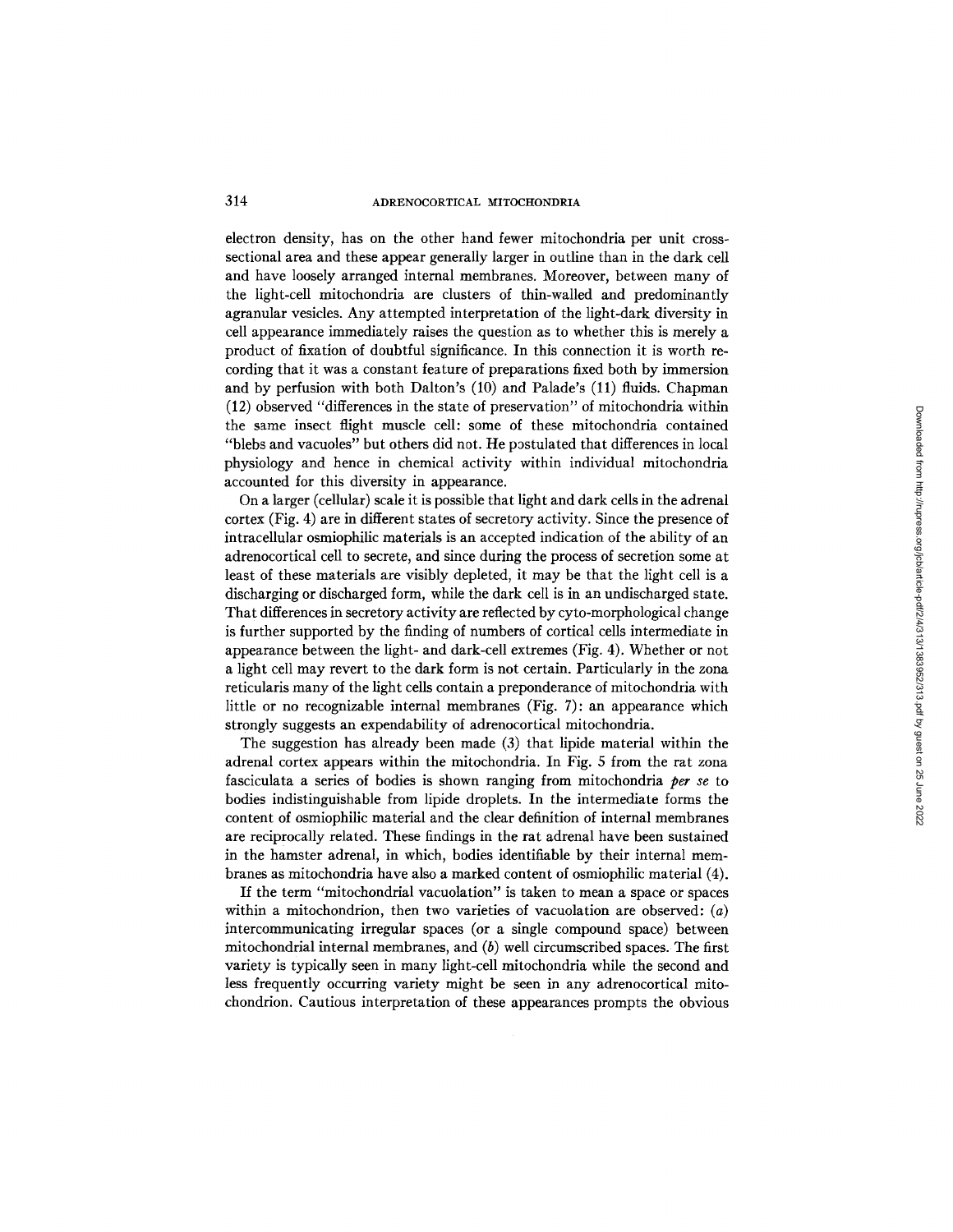electron density, has on the other hand fewer mitochondria per unit cross-sectional area and these appear generally larger in outline than in the dark cell and have loosely arranged internal membranes. Moreover, between many of the light-cell mitochondria are clusters of thin-walled and predominantly agranular vesicles. Any attempted interpretation of the light-dark diversity in cell appearance immediately raises the question as to whether this is merely a product of fixation of doubtful significance. In this connection it is worth recording that it was a constant feature of preparations fixed both by immersion and by perfusion with both Dalton's (10) and Palade's (11) fluids. Chapman (12) observed "differences in the state of preservation" of mitochondria within the same insect flight muscle cell: some of these mitochondria contained "blebs and vacuoles" but others did not. He postulated that differences in local physiology and hence in chemical activity within individual mitochondria accounted for this diversity in appearance.

On a larger (cellular) scale it is possible that light and dark cells in the adrenal cortex (Fig. 4) are in different states of secretory activity. Since the presence of intracellular osmiophilic materials is an accepted indication of the ability of an adrenocortical cell to secrete, and since during the process of secretion some at least of these materials are visibly depleted, it may be that the light cell is a discharging or discharged form, while the dark cell is in an undischarged state. That differences in secretory activity are reflected by cyto-morphological change is further supported by the finding of numbers of cortical cells intermediate in appearance between the light- and dark-cell extremes (Fig. 4). Whether or not a light cell may revert to the dark form is not certain. Particularly in the zona reticularis many of the light cells contain a preponderance of mitochondria with little or no recognizable internal membranes (Fig. 7): an appearance which strongly suggests an expendability of adrenocortical mitochondria.

The suggestion has already been made (3) that lipide material within the adrenal cortex appears within the mitochondria. In Fig. 5 from the rat zona fasciculata a series of bodies is shown ranging from mitochondria *per se* to bodies indistinguishable from lipide droplets. In the intermediate forms the content of osmiophilic material and the clear definition of internal membranes are reciprocally related. These findings in the rat adrenal have been sustained in the hamster adrenal, in which, bodies identifiable by their internal membranes as mitochondria have also a marked content of osmiophilic material (4).

If the term "mitochondrial vacuolation" is taken to mean a space or spaces within a mitochondrion, then two varieties of vacuolation are observed: (*a*) intercommunicating irregular spaces (or a single compound space) between mitochondrial internal membranes, and (*b*) well circumscribed spaces. The first variety is typically seen in many light-cell mitochondria while the second and less frequently occurring variety might be seen in any adrenocortical mitochondrion. Cautious interpretation of these appearances prompts the obvious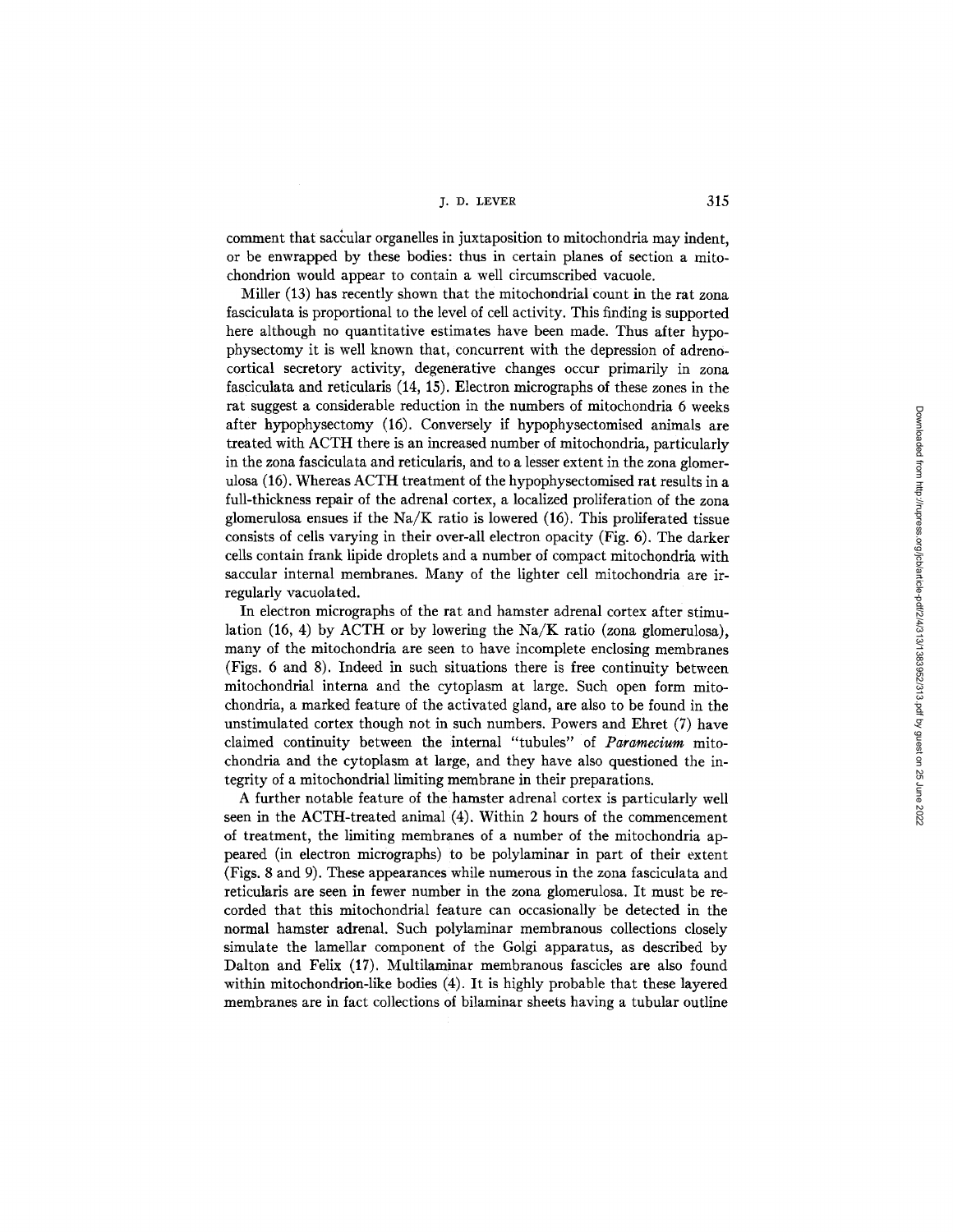comment that saccular organelles in juxtaposition to mitochondria may indent, or be enwrapped by these bodies: thus in certain planes of section a mitochondrion would appear to contain a well circumscribed vacuole.

Miller (13) has recently shown that the mitochondrial count in the rat zona fasciculata is proportional to the level of cell activity. This finding is supported here although no quantitative estimates have been made. Thus after hypophysectomy it is well known that, concurrent with the depression of adrenocortical secretory activity, degenerative changes occur primarily in zona fasciculata and reticularis (14, 15). Electron micrographs of these zones in the rat suggest a considerable reduction in the numbers of mitochondria 6 weeks after hypophysectomy (16). Conversely if hypophysectomised animals are treated with ACTH there is an increased number of mitochondria, particularly in the zona fasciculata and reticularis, and to a lesser extent in the zona glomerulosa (16). Whereas ACTH treatment of the hypophysectomised rat results in a full-thickness repair of the adrenal cortex, a localized proliferation of the zona glomerulosa ensues if the Na/K ratio is lowered (16). This proliferated tissue consists of cells varying in their over-all electron opacity (Fig. 6). The darker cells contain frank lipide droplets and a number of compact mitochondria with saccular internal membranes. Many of the lighter cell mitochondria are irregularly vacuolated.

In electron micrographs of the rat and hamster adrenal cortex after stimulation (16, 4) by ACTH or by lowering the Na/K ratio (zona glomerulosa), many of the mitochondria are seen to have incomplete enclosing membranes (Figs. 6 and 8). Indeed in such situations there is free continuity between mitochondrial interna and the cytoplasm at large. Such open form mitochondria, a marked feature of the activated gland, are also to be found in the unstimulated cortex though not in such numbers. Powers and Ehret (7) have claimed continuity between the internal "tubules" of *Paramecium* mitochondria and the cytoplasm at large, and they have also questioned the integrity of a mitochondrial limiting membrane in their preparations.

A further notable feature of the hamster adrenal cortex is particularly well seen in the ACTH-treated animal (4). Within 2 hours of the commencement of treatment, the limiting membranes of a number of the mitochondria appeared (in electron micrographs) to be polylaminar in part of their extent (Figs. 8 and 9). These appearances while numerous in the zona fasciculata and reticularis are seen in fewer number in the zona glomerulosa. It must be recorded that this mitochondrial feature can occasionally be detected in the normal hamster adrenal. Such polylaminar membranous collections closely simulate the lamellar component of the Golgi apparatus, as described by Dalton and Felix (17). Multilaminar membranous fascicles are also found within mitochondrion-like bodies (4). It is highly probable that these layered membranes are in fact collections of bilaminar sheets having a tubular outline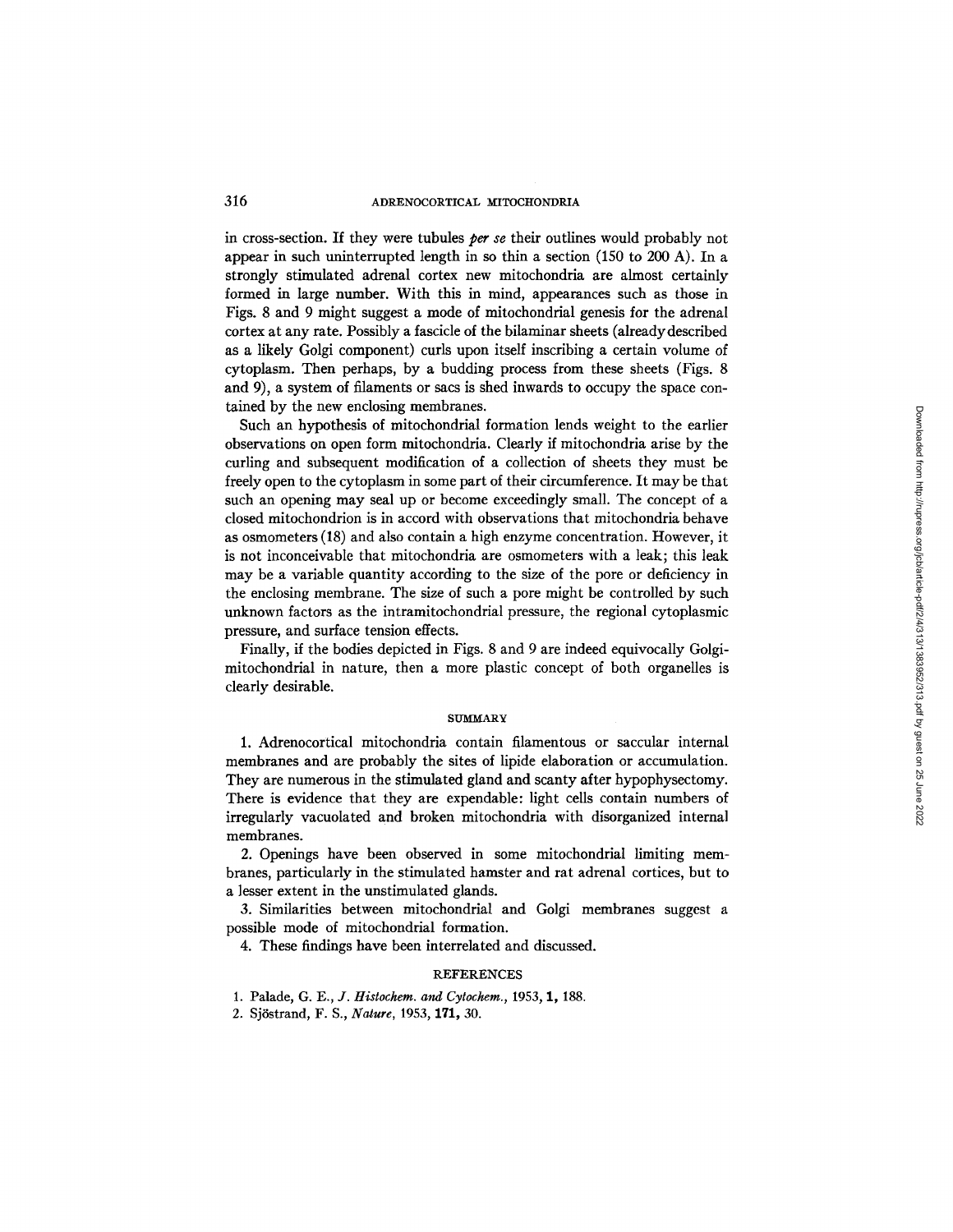in cross-section. If they were tubules *per se* their outlines would probably not appear in such uninterrupted length in so thin a section (150 to 200 A). In a strongly stimulated adrenal cortex new mitochondria are almost certainly formed in large number. With this in mind, appearances such as those in Figs. 8 and 9 might suggest a mode of mitochondrial genesis for the adrenal cortex at any rate. Possibly a fascicle of the bilaminar sheets (already described as a likely Golgi component) curls upon itself inscribing a certain volume of cytoplasm. Then perhaps, by a budding process from these sheets (Figs. 8 and 9), a system of filaments or sacs is shed inwards to occupy the space contained by the new enclosing membranes.

Such an hypothesis of mitochondrial formation lends weight to the earlier observations on open form mitochondria. Clearly if mitochondria arise by the curling and subsequent modification of a collection of sheets they must be freely open to the cytoplasm in some part of their circumference. It may be that such an opening may seal up or become exceedingly small. The concept of a closed mitochondrion is in accord with observations that mitochondria behave as osmometers (18) and also contain a high enzyme concentration. However, it is not inconceivable that mitochondria are osmometers with a leak; this leak may be a variable quantity according to the size of the pore or deficiency in the enclosing membrane. The size of such a pore might be controlled by such unknown factors as the intramitochondrial pressure, the regional cytoplasmic pressure, and surface tension effects.

Finally, if the bodies depicted in Figs. 8 and 9 are indeed equivocally Golgi-mitochondrial in nature, then a more plastic concept of both organelles is clearly desirable.

## SUMMARY

1. Adrenocortical mitochondria contain filamentous or saccular internal membranes and are probably the sites of lipide elaboration or accumulation. They are numerous in the stimulated gland and scanty after hypophysectomy. There is evidence that they are expendable: light cells contain numbers of irregularly vacuolated and broken mitochondria with disorganized internal membranes.

2. Openings have been observed in some mitochondrial limiting membranes, particularly in the stimulated hamster and rat adrenal cortices, but to a lesser extent in the unstimulated glands.

3. Similarities between mitochondrial and Golgi membranes suggest a possible mode of mitochondrial formation.

4. These findings have been interrelated and discussed.

## REFERENCES

1. Palade, G. E., *J. Histochem. and Cytochem.*, 1953, **1,** 188.
2. Sjöstrand, F. S., *Nature*, 1953, **171,** 30.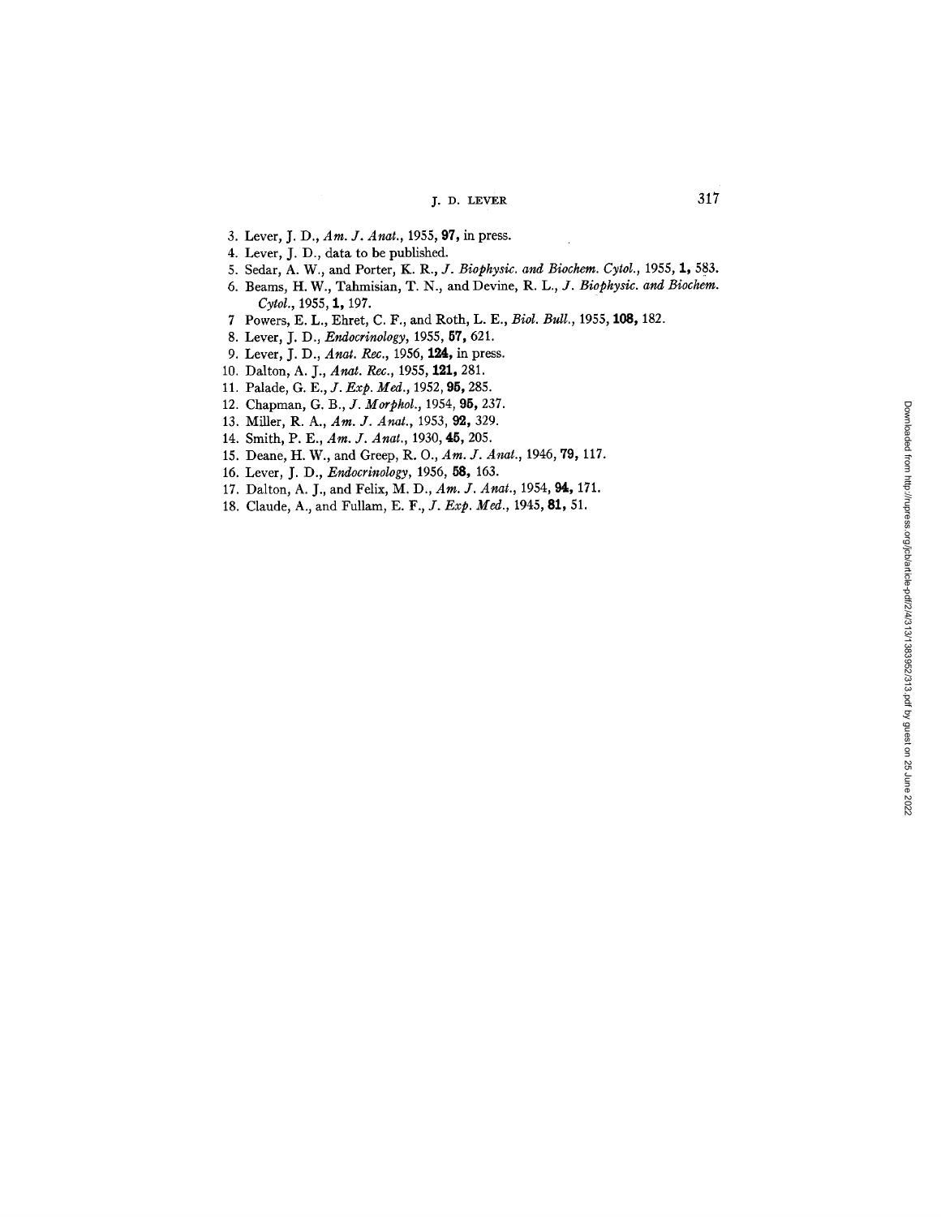3. Lever, J. D., *Am. J. Anat.*, 1955, **97,** in press.
4. Lever, J. D., data to be published.
5. Sedar, A. W., and Porter, K. R., *J. Biophysic. and Biochem. Cytol.*, 1955, **1,** 583.
6. Beams, H. W., Tahmisian, T. N., and Devine, R. L., *J. Biophysic. and Biochem. Cytol.*, 1955, **1,** 197.
7. Powers, E. L., Ehret, C. F., and Roth, L. E., *Biol. Bull.*, 1955, **108,** 182.
8. Lever, J. D., *Endocrinology*, 1955, **57,** 621.
9. Lever, J. D., *Anat. Rec.*, 1956, **124,** in press.
10. Dalton, A. J., *Anat. Rec.*, 1955, **121,** 281.
11. Palade, G. E., *J. Exp. Med.*, 1952, **95,** 285.
12. Chapman, G. B., *J. Morphol.*, 1954, **95,** 237.
13. Miller, R. A., *Am. J. Anat.*, 1953, **92,** 329.
14. Smith, P. E., *Am. J. Anat.*, 1930, **45,** 205.
15. Deane, H. W., and Greep, R. O., *Am. J. Anat.*, 1946, **79,** 117.
16. Lever, J. D., *Endocrinology*, 1956, **58,** 163.
17. Dalton, A. J., and Felix, M. D., *Am. J. Anat.*, 1954, **94,** 171.
18. Claude, A., and Fullam, E. F., *J. Exp. Med.*, 1945, **81,** 51.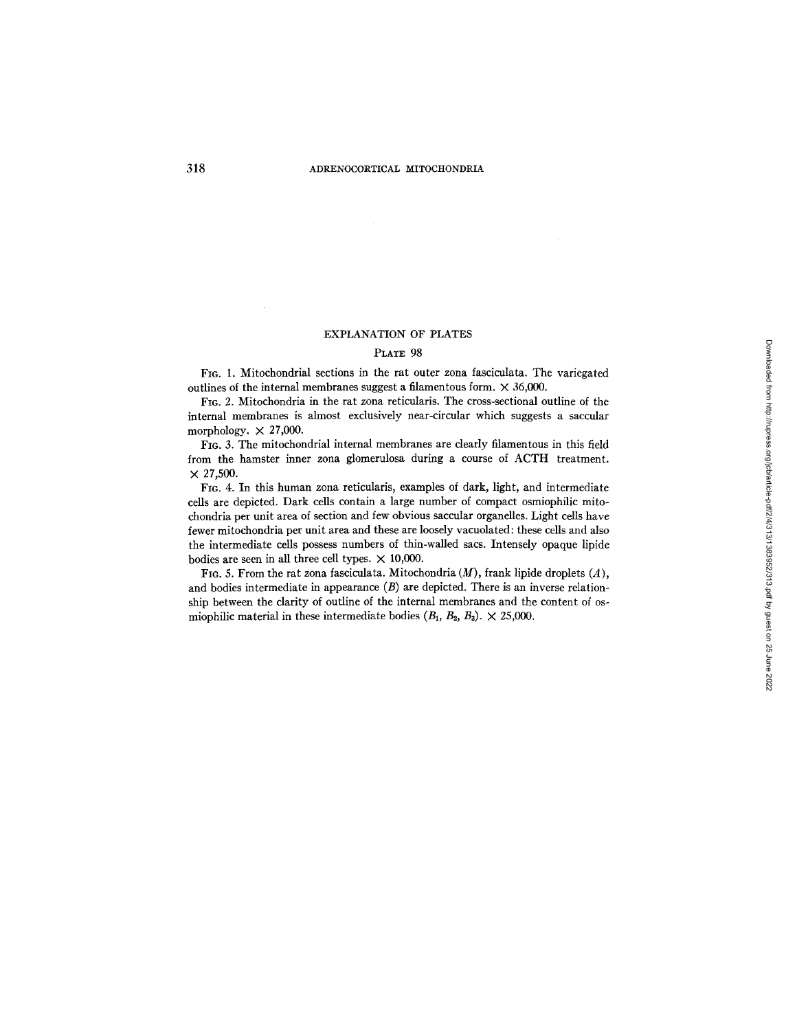## EXPLANATION OF PLATES

### PLATE 98

FIG. 1. Mitochondrial sections in the rat outer zona fasciculata. The variegated outlines of the internal membranes suggest a filamentous form. × 36,000.

FIG. 2. Mitochondria in the rat zona reticularis. The cross-sectional outline of the internal membranes is almost exclusively near-circular which suggests a saccular morphology. × 27,000.

FIG. 3. The mitochondrial internal membranes are clearly filamentous in this field from the hamster inner zona glomerulosa during a course of ACTH treatment. × 27,500.

FIG. 4. In this human zona reticularis, examples of dark, light, and intermediate cells are depicted. Dark cells contain a large number of compact osmiophilic mitochondria per unit area of section and few obvious saccular organelles. Light cells have fewer mitochondria per unit area and these are loosely vacuolated: these cells and also the intermediate cells possess numbers of thin-walled sacs. Intensely opaque lipide bodies are seen in all three cell types. × 10,000.

FIG. 5. From the rat zona fasciculata. Mitochondria (*M*), frank lipide droplets (*A*), and bodies intermediate in appearance (*B*) are depicted. There is an inverse relationship between the clarity of outline of the internal membranes and the content of osmiophilic material in these intermediate bodies ($B_1$, $B_2$, $B_3$). × 25,000.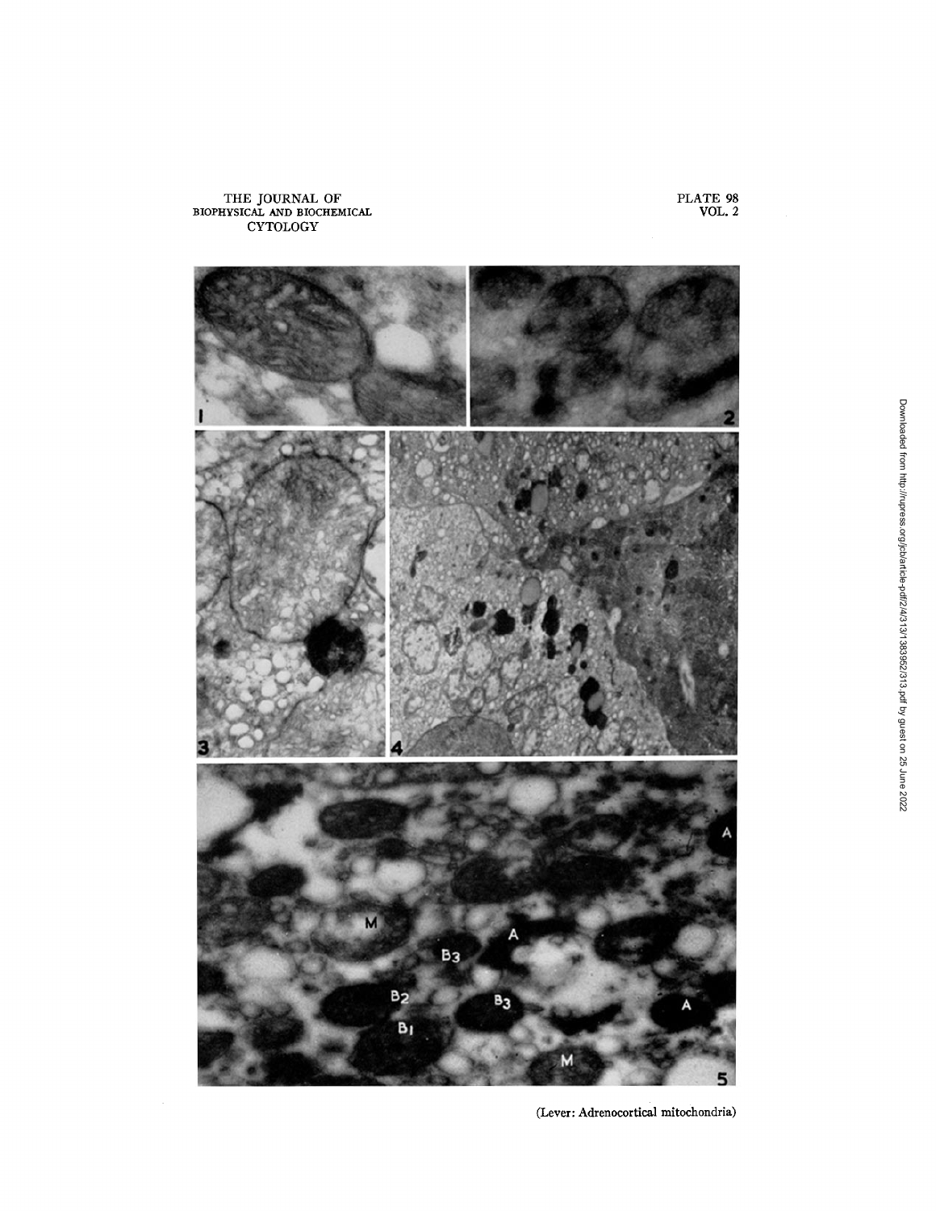(Lever: Adrenocortical mitochondria)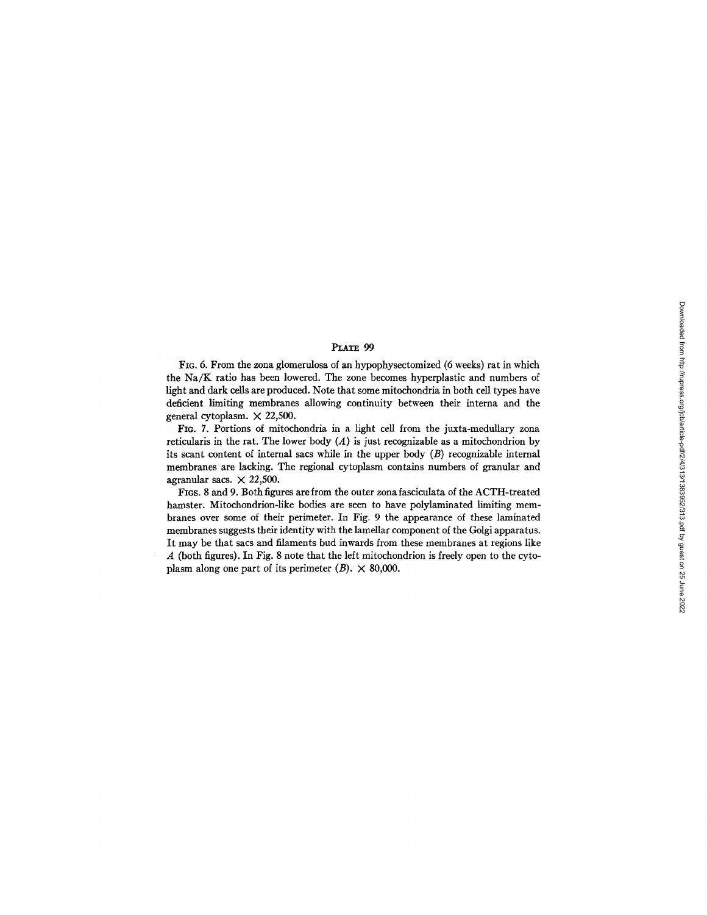## Plate 99

Fig. 6. From the zona glomerulosa of an hypophysectomized (6 weeks) rat in which the Na/K ratio has been lowered. The zone becomes hyperplastic and numbers of light and dark cells are produced. Note that some mitochondria in both cell types have deficient limiting membranes allowing continuity between their interna and the general cytoplasm. × 22,500.

Fig. 7. Portions of mitochondria in a light cell from the juxta-medullary zona reticularis in the rat. The lower body (*A*) is just recognizable as a mitochondrion by its scant content of internal sacs while in the upper body (*B*) recognizable internal membranes are lacking. The regional cytoplasm contains numbers of granular and agranular sacs. × 22,500.

Figs. 8 and 9. Both figures are from the outer zona fasciculata of the ACTH-treated hamster. Mitochondrion-like bodies are seen to have polylaminated limiting membranes over some of their perimeter. In Fig. 9 the appearance of these laminated membranes suggests their identity with the lamellar component of the Golgi apparatus. It may be that sacs and filaments bud inwards from these membranes at regions like *A* (both figures). In Fig. 8 note that the left mitochondrion is freely open to the cytoplasm along one part of its perimeter (*B*). × 80,000.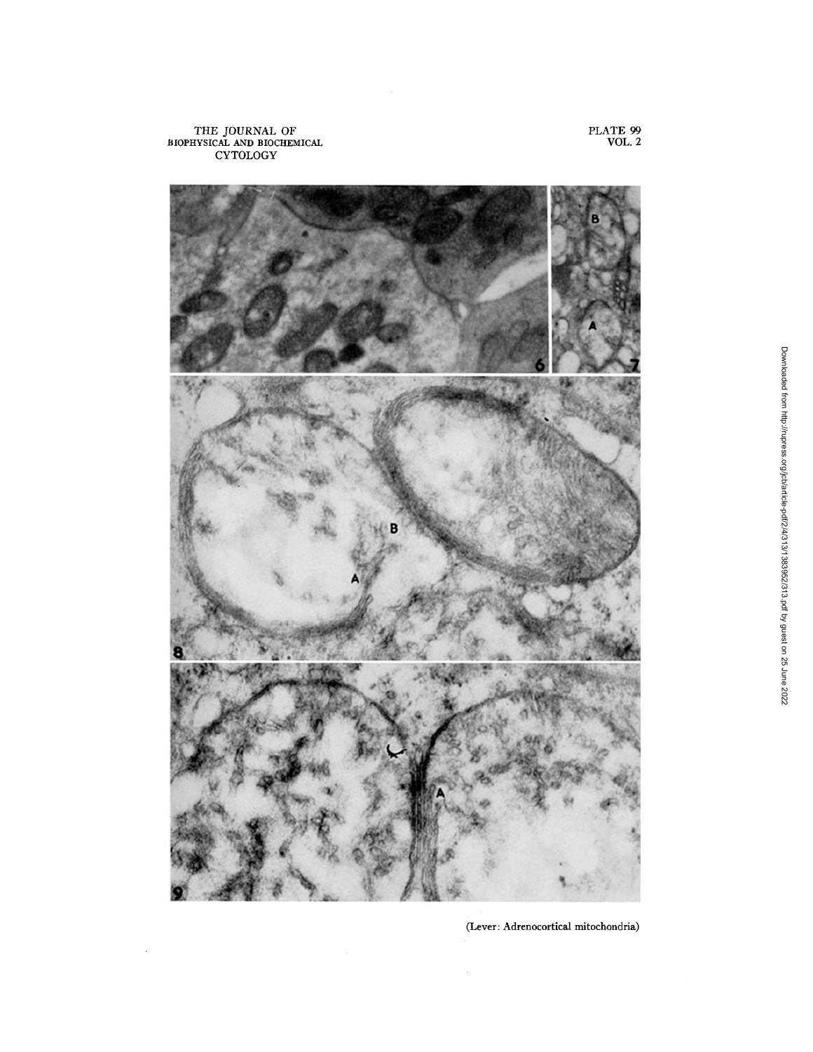(Lever: Adrenocortical mitochondria)